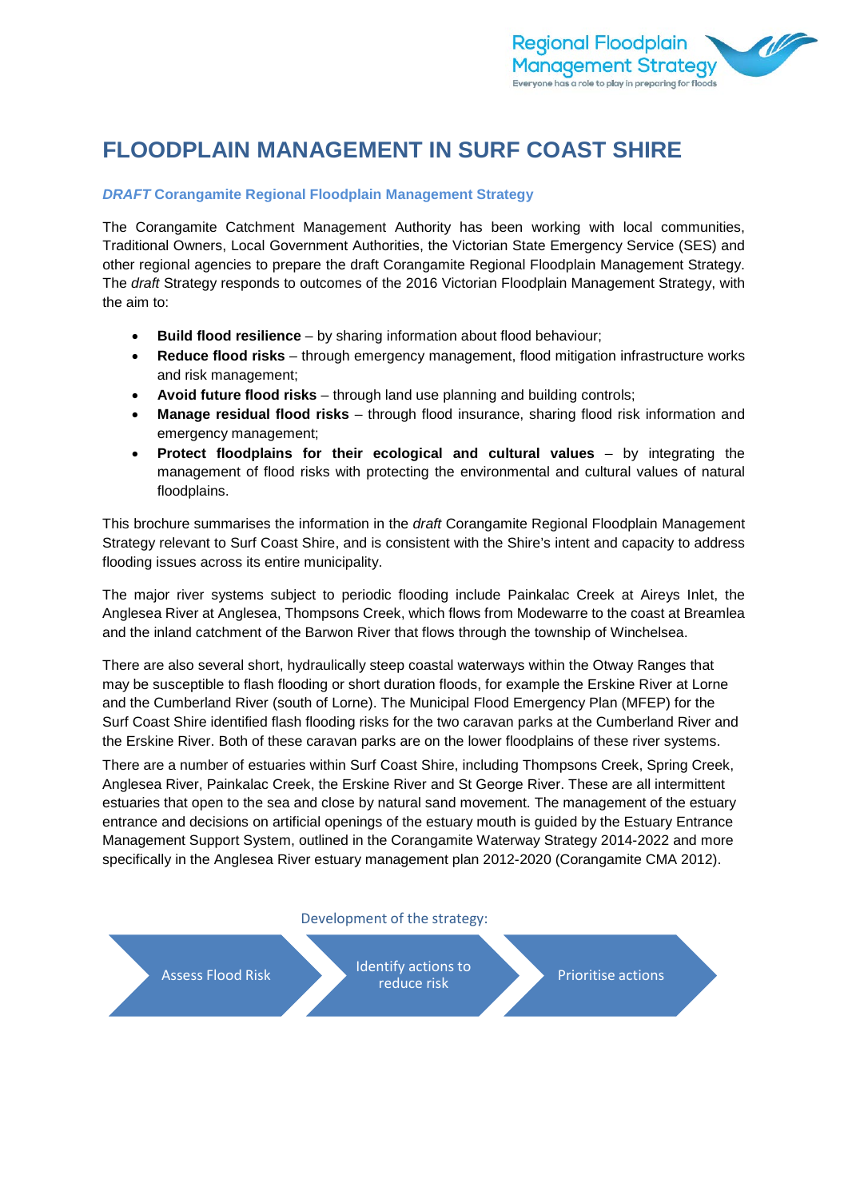Regional Floodplain Management Strategy
Everyone has a role to play in preparing for floods

# FLOODPLAIN MANAGEMENT IN SURF COAST SHIRE

### *DRAFT* Corangamite Regional Floodplain Management Strategy

The Corangamite Catchment Management Authority has been working with local communities, Traditional Owners, Local Government Authorities, the Victorian State Emergency Service (SES) and other regional agencies to prepare the draft Corangamite Regional Floodplain Management Strategy. The *draft* Strategy responds to outcomes of the 2016 Victorian Floodplain Management Strategy, with the aim to:

- **Build flood resilience** – by sharing information about flood behaviour;
- **Reduce flood risks** – through emergency management, flood mitigation infrastructure works and risk management;
- **Avoid future flood risks** – through land use planning and building controls;
- **Manage residual flood risks** – through flood insurance, sharing flood risk information and emergency management;
- **Protect floodplains for their ecological and cultural values** – by integrating the management of flood risks with protecting the environmental and cultural values of natural floodplains.

This brochure summarises the information in the *draft* Corangamite Regional Floodplain Management Strategy relevant to Surf Coast Shire, and is consistent with the Shire's intent and capacity to address flooding issues across its entire municipality.

The major river systems subject to periodic flooding include Painkalac Creek at Aireys Inlet, the Anglesea River at Anglesea, Thompsons Creek, which flows from Modewarre to the coast at Breamlea and the inland catchment of the Barwon River that flows through the township of Winchelsea.

There are also several short, hydraulically steep coastal waterways within the Otway Ranges that may be susceptible to flash flooding or short duration floods, for example the Erskine River at Lorne and the Cumberland River (south of Lorne). The Municipal Flood Emergency Plan (MFEP) for the Surf Coast Shire identified flash flooding risks for the two caravan parks at the Cumberland River and the Erskine River. Both of these caravan parks are on the lower floodplains of these river systems.

There are a number of estuaries within Surf Coast Shire, including Thompsons Creek, Spring Creek, Anglesea River, Painkalac Creek, the Erskine River and St George River. These are all intermittent estuaries that open to the sea and close by natural sand movement. The management of the estuary entrance and decisions on artificial openings of the estuary mouth is guided by the Estuary Entrance Management Support System, outlined in the Corangamite Waterway Strategy 2014-2022 and more specifically in the Anglesea River estuary management plan 2012-2020 (Corangamite CMA 2012).

Development of the strategy:

Assess Flood Risk → Identify actions to reduce risk → Prioritise actions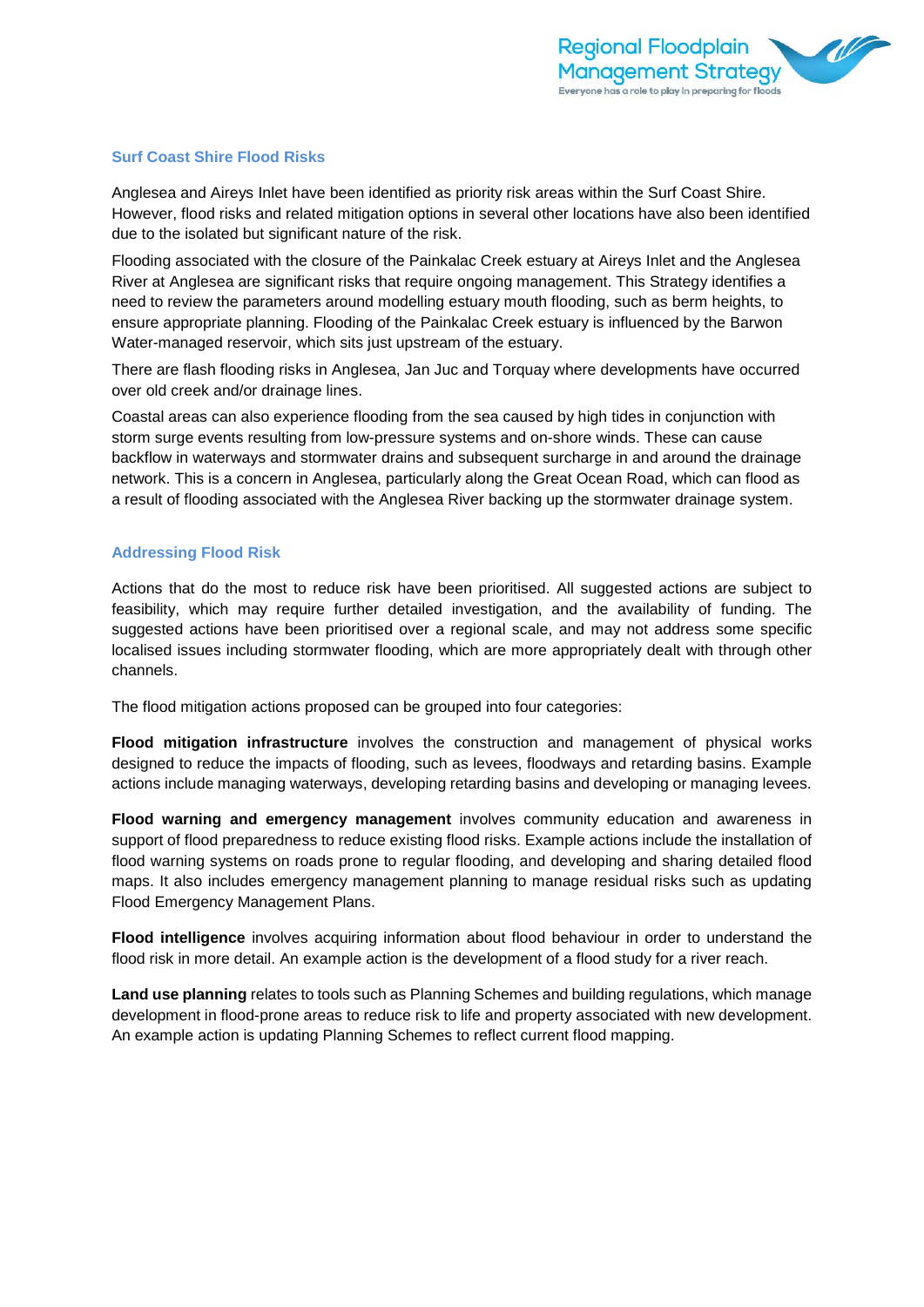## Surf Coast Shire Flood Risks

Anglesea and Aireys Inlet have been identified as priority risk areas within the Surf Coast Shire. However, flood risks and related mitigation options in several other locations have also been identified due to the isolated but significant nature of the risk.

Flooding associated with the closure of the Painkalac Creek estuary at Aireys Inlet and the Anglesea River at Anglesea are significant risks that require ongoing management. This Strategy identifies a need to review the parameters around modelling estuary mouth flooding, such as berm heights, to ensure appropriate planning. Flooding of the Painkalac Creek estuary is influenced by the Barwon Water-managed reservoir, which sits just upstream of the estuary.

There are flash flooding risks in Anglesea, Jan Juc and Torquay where developments have occurred over old creek and/or drainage lines.

Coastal areas can also experience flooding from the sea caused by high tides in conjunction with storm surge events resulting from low-pressure systems and on-shore winds. These can cause backflow in waterways and stormwater drains and subsequent surcharge in and around the drainage network. This is a concern in Anglesea, particularly along the Great Ocean Road, which can flood as a result of flooding associated with the Anglesea River backing up the stormwater drainage system.

## Addressing Flood Risk

Actions that do the most to reduce risk have been prioritised. All suggested actions are subject to feasibility, which may require further detailed investigation, and the availability of funding. The suggested actions have been prioritised over a regional scale, and may not address some specific localised issues including stormwater flooding, which are more appropriately dealt with through other channels.

The flood mitigation actions proposed can be grouped into four categories:

**Flood mitigation infrastructure** involves the construction and management of physical works designed to reduce the impacts of flooding, such as levees, floodways and retarding basins. Example actions include managing waterways, developing retarding basins and developing or managing levees.

**Flood warning and emergency management** involves community education and awareness in support of flood preparedness to reduce existing flood risks. Example actions include the installation of flood warning systems on roads prone to regular flooding, and developing and sharing detailed flood maps. It also includes emergency management planning to manage residual risks such as updating Flood Emergency Management Plans.

**Flood intelligence** involves acquiring information about flood behaviour in order to understand the flood risk in more detail. An example action is the development of a flood study for a river reach.

**Land use planning** relates to tools such as Planning Schemes and building regulations, which manage development in flood-prone areas to reduce risk to life and property associated with new development. An example action is updating Planning Schemes to reflect current flood mapping.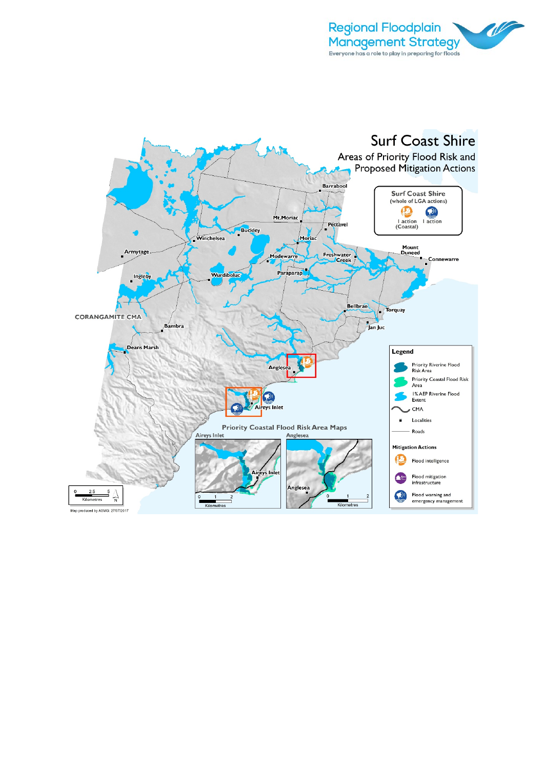Regional Floodplain Management Strategy

Everyone has a role to play in preparing for floods

# Surf Coast Shire

## Areas of Priority Flood Risk and Proposed Mitigation Actions

**Surf Coast Shire (whole of LGA actions)**

- 1 action (Coastal)
- 1 action

Barrabool, Mt.Moriac, Pettavel, Buckley, Winchelsea, Moriac, Armytage, Modewarre, Freshwater Creek, Mount Duneed, Connewarre, Ingleby, Wurdiboluc, Paraparap, CORANGAMITE CMA, Bellbrae, Torquay, Jan Juc, Bambra, Deans Marsh, Anglesea, Aireys Inlet

**Priority Coastal Flood Risk Area Maps**

Aireys Inlet | Anglesea

**Legend**

- Priority Riverine Flood Risk Area
- Priority Coastal Flood Risk Area
- 1% AEP Riverine Flood Extent
- CMA
- Localities
- Roads

**Mitigation Actions**

- Flood intelligence
- Flood mitigation infrastructure
- Flood warning and emergency management

0 2.5 5 Kilometres

Map produced by ASMG: 27/07/2017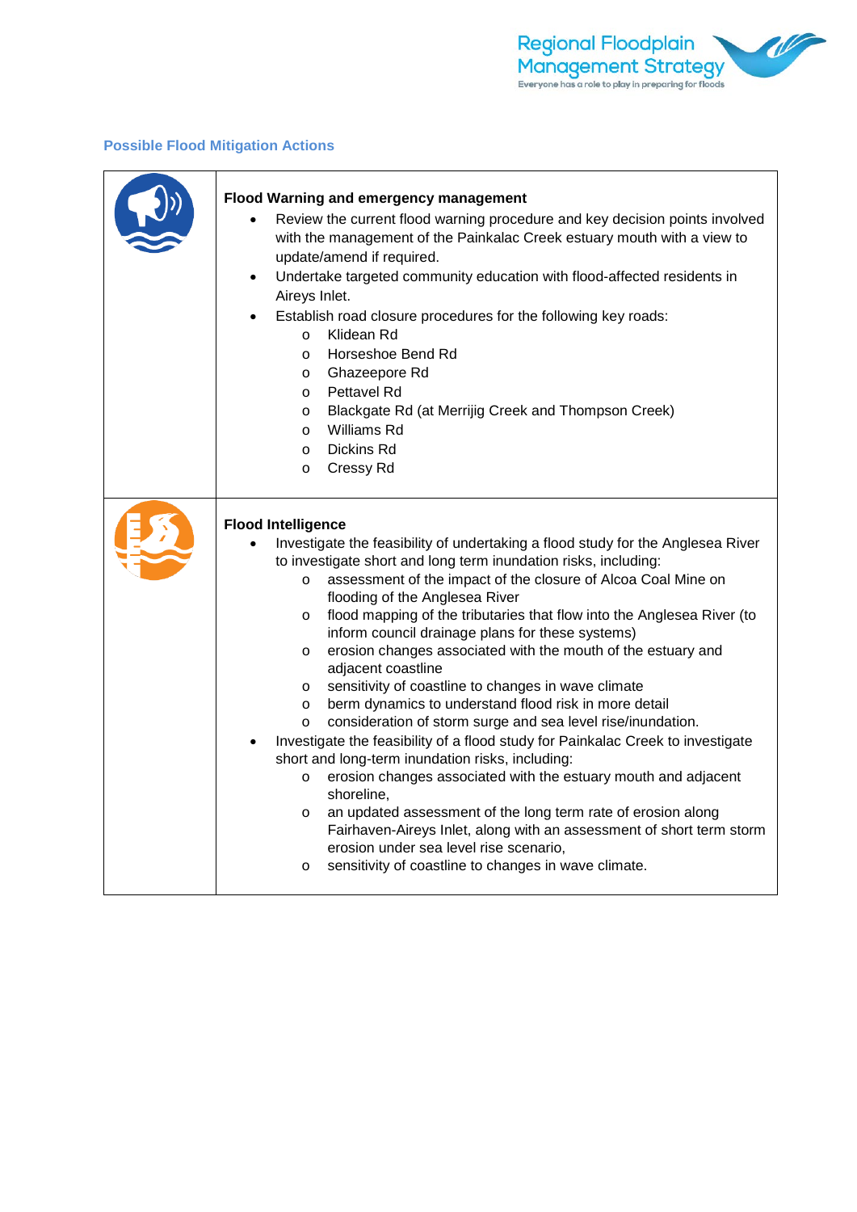## Possible Flood Mitigation Actions

| | |
|---|---|
| | **Flood Warning and emergency management**<br>• Review the current flood warning procedure and key decision points involved with the management of the Painkalac Creek estuary mouth with a view to update/amend if required.<br>• Undertake targeted community education with flood-affected residents in Aireys Inlet.<br>• Establish road closure procedures for the following key roads:<br>  o Klidean Rd<br>  o Horseshoe Bend Rd<br>  o Ghazeepore Rd<br>  o Pettavel Rd<br>  o Blackgate Rd (at Merrijig Creek and Thompson Creek)<br>  o Williams Rd<br>  o Dickins Rd<br>  o Cressy Rd |
| | **Flood Intelligence**<br>• Investigate the feasibility of undertaking a flood study for the Anglesea River to investigate short and long term inundation risks, including:<br>  o assessment of the impact of the closure of Alcoa Coal Mine on flooding of the Anglesea River<br>  o flood mapping of the tributaries that flow into the Anglesea River (to inform council drainage plans for these systems)<br>  o erosion changes associated with the mouth of the estuary and adjacent coastline<br>  o sensitivity of coastline to changes in wave climate<br>  o berm dynamics to understand flood risk in more detail<br>  o consideration of storm surge and sea level rise/inundation.<br>• Investigate the feasibility of a flood study for Painkalac Creek to investigate short and long-term inundation risks, including:<br>  o erosion changes associated with the estuary mouth and adjacent shoreline,<br>  o an updated assessment of the long term rate of erosion along Fairhaven-Aireys Inlet, along with an assessment of short term storm erosion under sea level rise scenario,<br>  o sensitivity of coastline to changes in wave climate. |